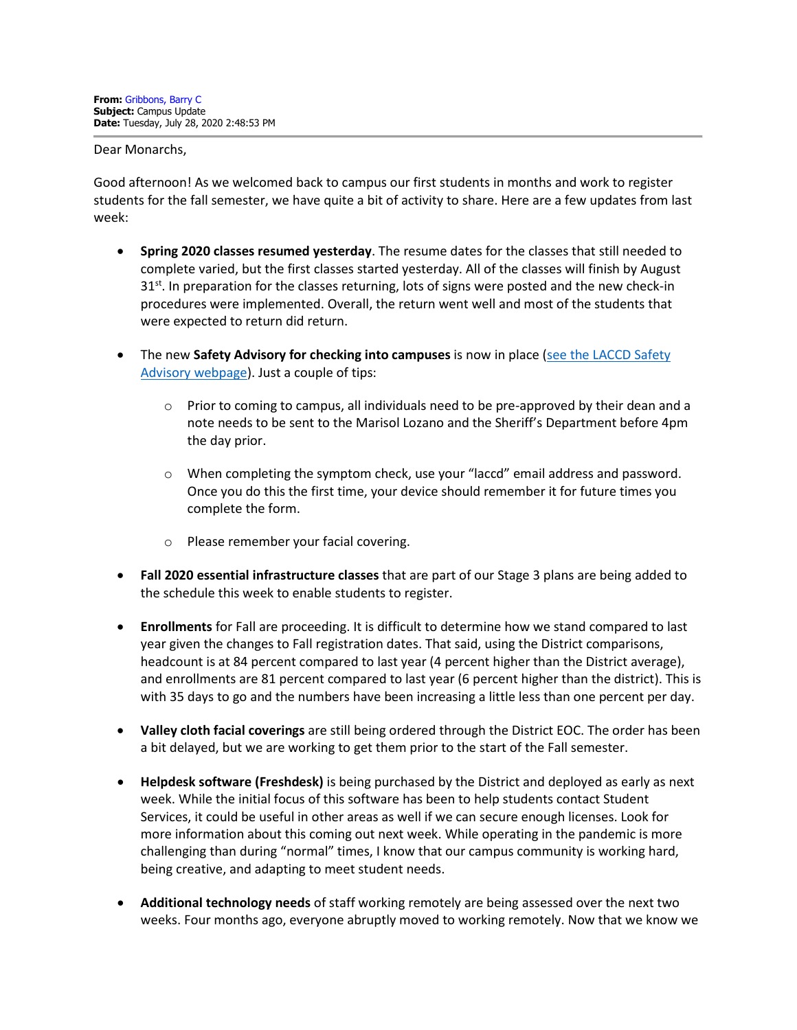**From:** Gribbons, Barry C
**Subject:** Campus Update
**Date:** Tuesday, July 28, 2020 2:48:53 PM

---

Dear Monarchs,

Good afternoon! As we welcomed back to campus our first students in months and work to register students for the fall semester, we have quite a bit of activity to share. Here are a few updates from last week:

- **Spring 2020 classes resumed yesterday**. The resume dates for the classes that still needed to complete varied, but the first classes started yesterday. All of the classes will finish by August 31st. In preparation for the classes returning, lots of signs were posted and the new check-in procedures were implemented. Overall, the return went well and most of the students that were expected to return did return.

- The new **Safety Advisory for checking into campuses** is now in place ([see the LACCD Safety Advisory webpage]()). Just a couple of tips:

    - Prior to coming to campus, all individuals need to be pre-approved by their dean and a note needs to be sent to the Marisol Lozano and the Sheriff's Department before 4pm the day prior.

    - When completing the symptom check, use your "laccd" email address and password. Once you do this the first time, your device should remember it for future times you complete the form.

    - Please remember your facial covering.

- **Fall 2020 essential infrastructure classes** that are part of our Stage 3 plans are being added to the schedule this week to enable students to register.

- **Enrollments** for Fall are proceeding. It is difficult to determine how we stand compared to last year given the changes to Fall registration dates. That said, using the District comparisons, headcount is at 84 percent compared to last year (4 percent higher than the District average), and enrollments are 81 percent compared to last year (6 percent higher than the district). This is with 35 days to go and the numbers have been increasing a little less than one percent per day.

- **Valley cloth facial coverings** are still being ordered through the District EOC. The order has been a bit delayed, but we are working to get them prior to the start of the Fall semester.

- **Helpdesk software (Freshdesk)** is being purchased by the District and deployed as early as next week. While the initial focus of this software has been to help students contact Student Services, it could be useful in other areas as well if we can secure enough licenses. Look for more information about this coming out next week. While operating in the pandemic is more challenging than during "normal" times, I know that our campus community is working hard, being creative, and adapting to meet student needs.

- **Additional technology needs** of staff working remotely are being assessed over the next two weeks. Four months ago, everyone abruptly moved to working remotely. Now that we know we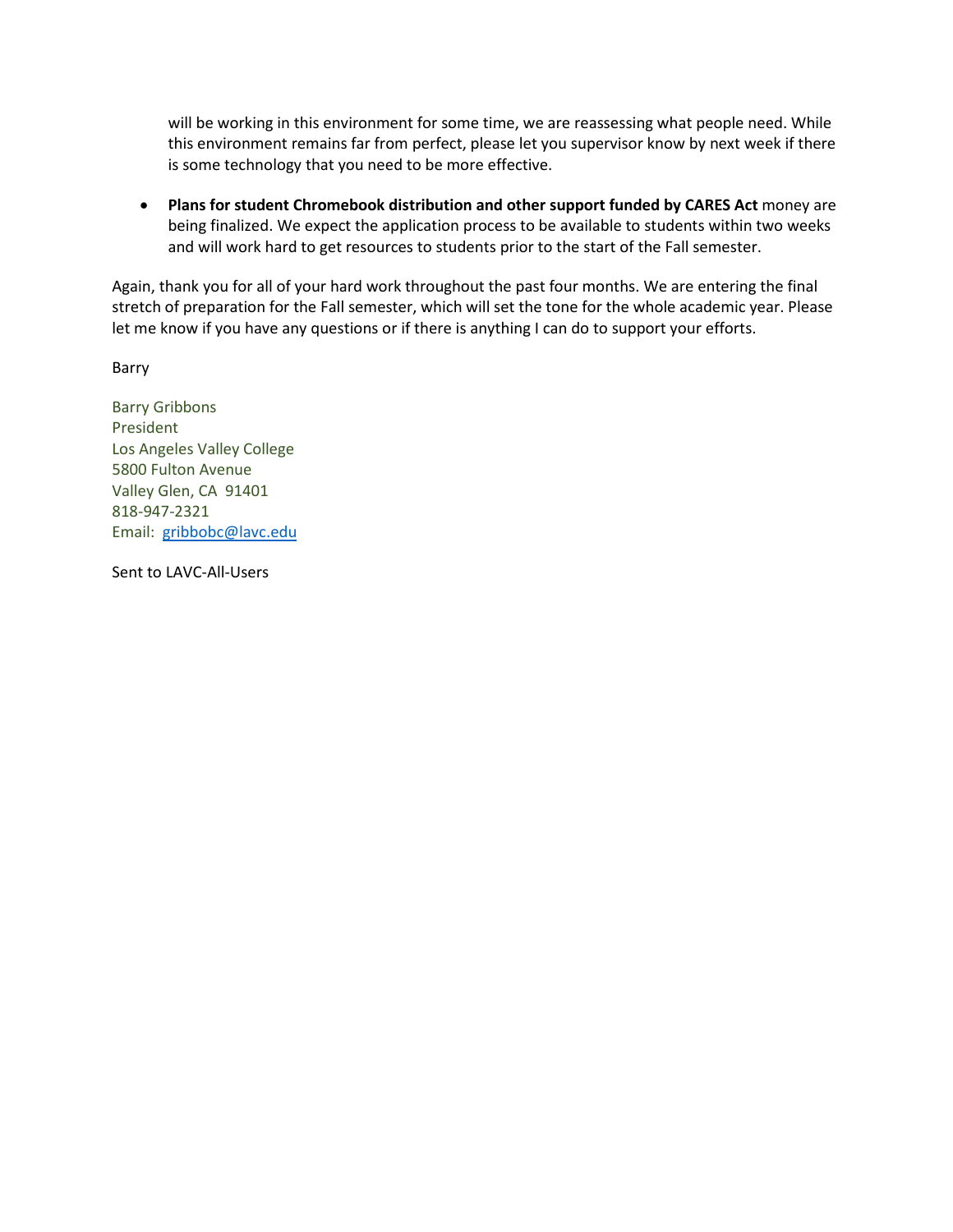will be working in this environment for some time, we are reassessing what people need. While this environment remains far from perfect, please let you supervisor know by next week if there is some technology that you need to be more effective.

- **Plans for student Chromebook distribution and other support funded by CARES Act** money are being finalized. We expect the application process to be available to students within two weeks and will work hard to get resources to students prior to the start of the Fall semester.

Again, thank you for all of your hard work throughout the past four months. We are entering the final stretch of preparation for the Fall semester, which will set the tone for the whole academic year. Please let me know if you have any questions or if there is anything I can do to support your efforts.

Barry

Barry Gribbons
President
Los Angeles Valley College
5800 Fulton Avenue
Valley Glen, CA 91401
818-947-2321
Email: gribbobc@lavc.edu

Sent to LAVC-All-Users